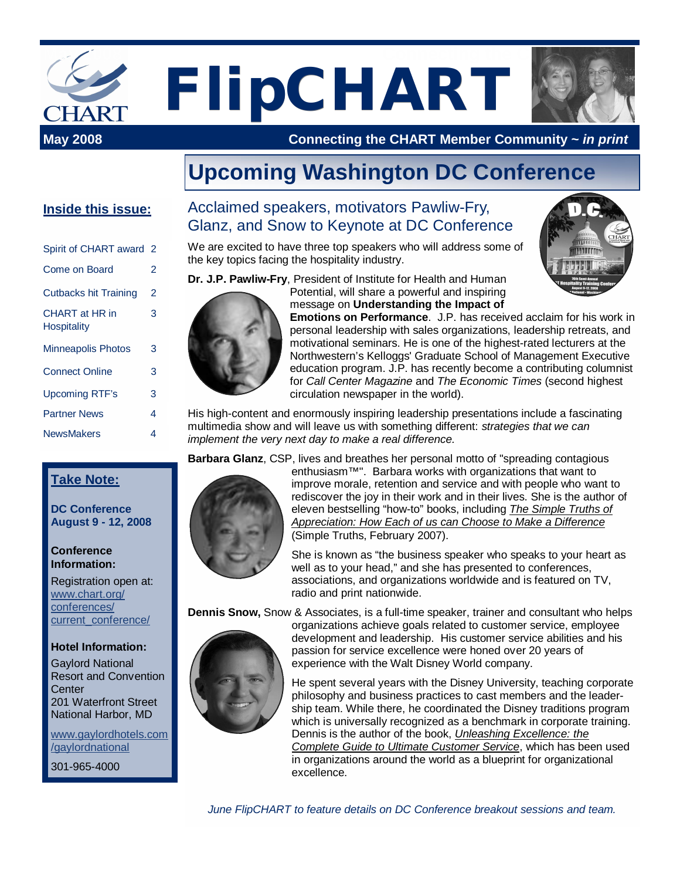# FlipCHART

**May 2008** — **Connecting the CHART Member Community ~ *in print***

**Inside this issue:**

| | |
|---|---|
| Spirit of CHART award | 2 |
| Come on Board | 2 |
| Cutbacks hit Training | 2 |
| CHART at HR in Hospitality | 3 |
| Minneapolis Photos | 3 |
| Connect Online | 3 |
| Upcoming RTF's | 3 |
| Partner News | 4 |
| NewsMakers | 4 |

**Take Note:**

**DC Conference August 9 - 12, 2008**

**Conference Information:**

Registration open at: www.chart.org/conferences/current_conference/

**Hotel Information:**

Gaylord National Resort and Convention Center
201 Waterfront Street
National Harbor, MD

www.gaylordhotels.com/gaylordnational

301-965-4000

## Upcoming Washington DC Conference

### Acclaimed speakers, motivators Pawliw-Fry, Glanz, and Snow to Keynote at DC Conference

We are excited to have three top speakers who will address some of the key topics facing the hospitality industry.

**Dr. J.P. Pawliw-Fry**, President of Institute for Health and Human Potential, will share a powerful and inspiring message on **Understanding the Impact of Emotions on Performance**. J.P. has received acclaim for his work in personal leadership with sales organizations, leadership retreats, and motivational seminars. He is one of the highest-rated lecturers at the Northwestern's Kelloggs' Graduate School of Management Executive education program. J.P. has recently become a contributing columnist for *Call Center Magazine* and *The Economic Times* (second highest circulation newspaper in the world).

His high-content and enormously inspiring leadership presentations include a fascinating multimedia show and will leave us with something different: *strategies that we can implement the very next day to make a real difference.*

**Barbara Glanz**, CSP, lives and breathes her personal motto of "spreading contagious enthusiasm™". Barbara works with organizations that want to improve morale, retention and service and with people who want to rediscover the joy in their work and in their lives. She is the author of eleven bestselling "how-to" books, including *The Simple Truths of Appreciation: How Each of us can Choose to Make a Difference* (Simple Truths, February 2007).

She is known as "the business speaker who speaks to your heart as well as to your head," and she has presented to conferences, associations, and organizations worldwide and is featured on TV, radio and print nationwide.

**Dennis Snow,** Snow & Associates, is a full-time speaker, trainer and consultant who helps organizations achieve goals related to customer service, employee development and leadership. His customer service abilities and his passion for service excellence were honed over 20 years of experience with the Walt Disney World company.

He spent several years with the Disney University, teaching corporate philosophy and business practices to cast members and the leadership team. While there, he coordinated the Disney traditions program which is universally recognized as a benchmark in corporate training. Dennis is the author of the book, *Unleashing Excellence: the Complete Guide to Ultimate Customer Service*, which has been used in organizations around the world as a blueprint for organizational excellence.

*June FlipCHART to feature details on DC Conference breakout sessions and team.*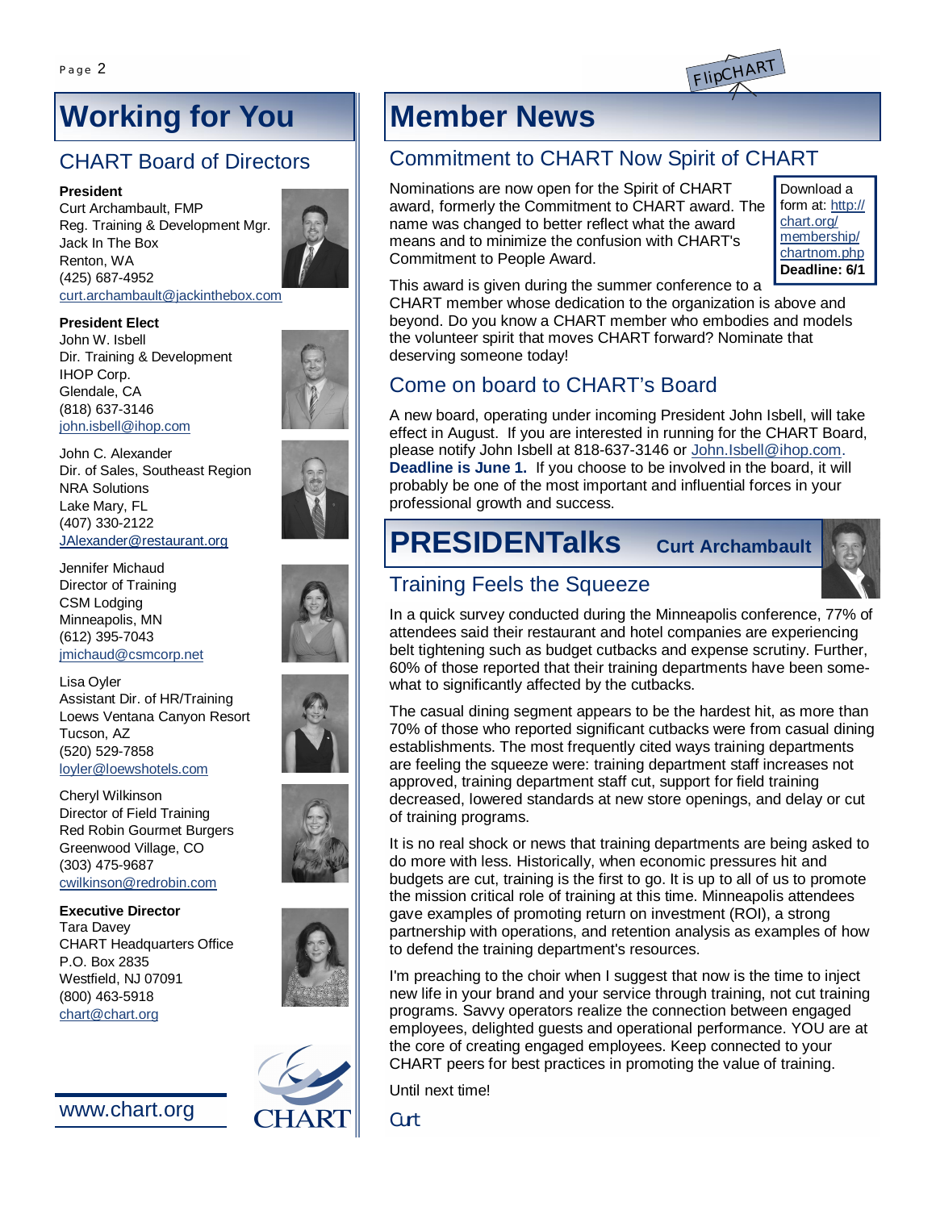# Working for You

## CHART Board of Directors

**President**
Curt Archambault, FMP
Reg. Training & Development Mgr.
Jack In The Box
Renton, WA
(425) 687-4952
curt.archambault@jackinthebox.com

**President Elect**
John W. Isbell
Dir. Training & Development
IHOP Corp.
Glendale, CA
(818) 637-3146
john.isbell@ihop.com

John C. Alexander
Dir. of Sales, Southeast Region
NRA Solutions
Lake Mary, FL
(407) 330-2122
JAlexander@restaurant.org

Jennifer Michaud
Director of Training
CSM Lodging
Minneapolis, MN
(612) 395-7043
jmichaud@csmcorp.net

Lisa Oyler
Assistant Dir. of HR/Training
Loews Ventana Canyon Resort
Tucson, AZ
(520) 529-7858
loyler@loewshotels.com

Cheryl Wilkinson
Director of Field Training
Red Robin Gourmet Burgers
Greenwood Village, CO
(303) 475-9687
cwilkinson@redrobin.com

**Executive Director**
Tara Davey
CHART Headquarters Office
P.O. Box 2835
Westfield, NJ 07091
(800) 463-5918
chart@chart.org

www.chart.org

# Member News

## Commitment to CHART Now Spirit of CHART

Download a form at: http://chart.org/membership/chartnom.php
**Deadline: 6/1**

Nominations are now open for the Spirit of CHART award, formerly the Commitment to CHART award. The name was changed to better reflect what the award means and to minimize the confusion with CHART's Commitment to People Award.

This award is given during the summer conference to a CHART member whose dedication to the organization is above and beyond. Do you know a CHART member who embodies and models the volunteer spirit that moves CHART forward? Nominate that deserving someone today!

## Come on board to CHART's Board

A new board, operating under incoming President John Isbell, will take effect in August. If you are interested in running for the CHART Board, please notify John Isbell at 818-637-3146 or John.Isbell@ihop.com. **Deadline is June 1.** If you choose to be involved in the board, it will probably be one of the most important and influential forces in your professional growth and success.

# PRESIDENTalks — Curt Archambault

## Training Feels the Squeeze

In a quick survey conducted during the Minneapolis conference, 77% of attendees said their restaurant and hotel companies are experiencing belt tightening such as budget cutbacks and expense scrutiny. Further, 60% of those reported that their training departments have been somewhat to significantly affected by the cutbacks.

The casual dining segment appears to be the hardest hit, as more than 70% of those who reported significant cutbacks were from casual dining establishments. The most frequently cited ways training departments are feeling the squeeze were: training department staff increases not approved, training department staff cut, support for field training decreased, lowered standards at new store openings, and delay or cut of training programs.

It is no real shock or news that training departments are being asked to do more with less. Historically, when economic pressures hit and budgets are cut, training is the first to go. It is up to all of us to promote the mission critical role of training at this time. Minneapolis attendees gave examples of promoting return on investment (ROI), a strong partnership with operations, and retention analysis as examples of how to defend the training department's resources.

I'm preaching to the choir when I suggest that now is the time to inject new life in your brand and your service through training, not cut training programs. Savvy operators realize the connection between engaged employees, delighted guests and operational performance. YOU are at the core of creating engaged employees. Keep connected to your CHART peers for best practices in promoting the value of training.

Until next time!

*Curt*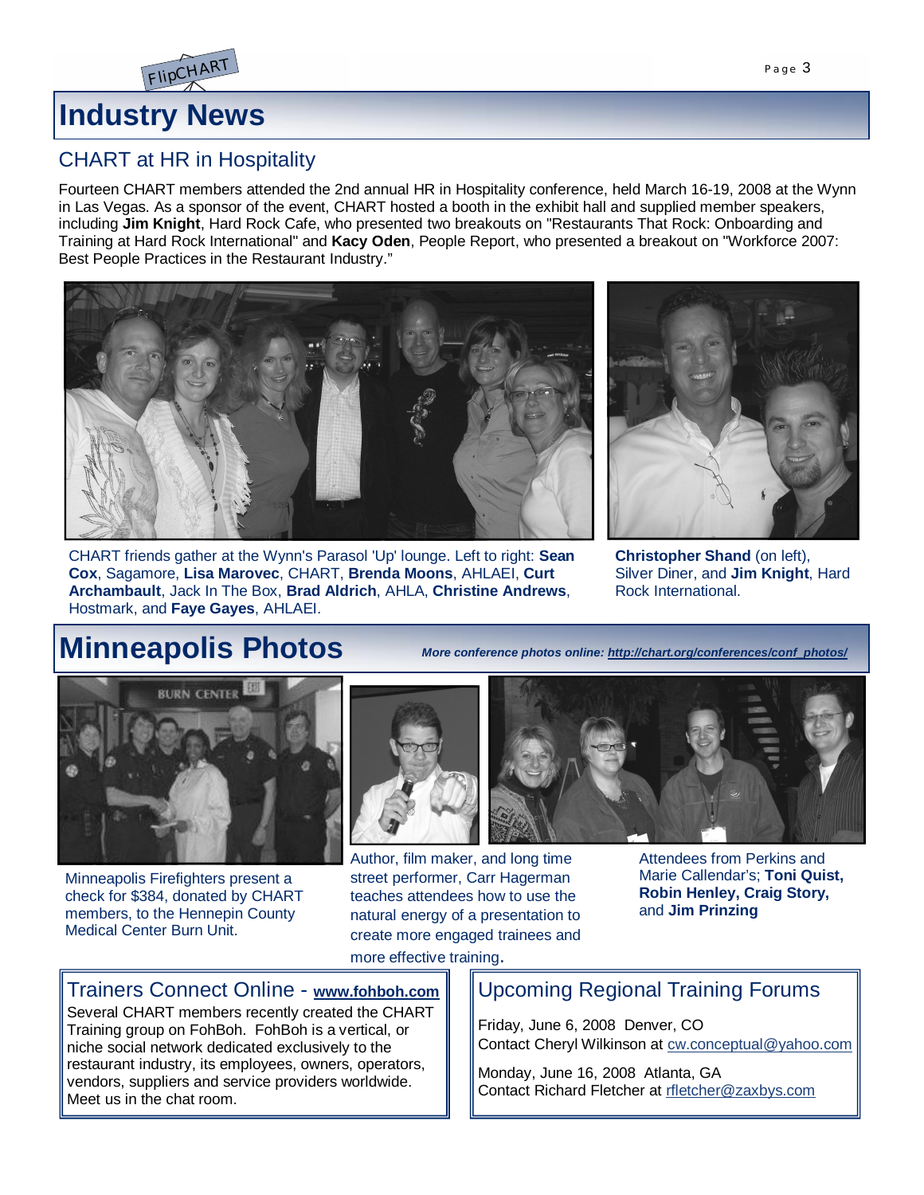# Industry News

## CHART at HR in Hospitality

Fourteen CHART members attended the 2nd annual HR in Hospitality conference, held March 16-19, 2008 at the Wynn in Las Vegas. As a sponsor of the event, CHART hosted a booth in the exhibit hall and supplied member speakers, including **Jim Knight**, Hard Rock Cafe, who presented two breakouts on "Restaurants That Rock: Onboarding and Training at Hard Rock International" and **Kacy Oden**, People Report, who presented a breakout on "Workforce 2007: Best People Practices in the Restaurant Industry."

CHART friends gather at the Wynn's Parasol 'Up' lounge. Left to right: **Sean Cox**, Sagamore, **Lisa Marovec**, CHART, **Brenda Moons**, AHLAEI, **Curt Archambault**, Jack In The Box, **Brad Aldrich**, AHLA, **Christine Andrews**, Hostmark, and **Faye Gayes**, AHLAEI.

**Christopher Shand** (on left), Silver Diner, and **Jim Knight**, Hard Rock International.

# Minneapolis Photos

***More conference photos online: http://chart.org/conferences/conf_photos/***

Minneapolis Firefighters present a check for $384, donated by CHART members, to the Hennepin County Medical Center Burn Unit.

Author, film maker, and long time street performer, Carr Hagerman teaches attendees how to use the natural energy of a presentation to create more engaged trainees and more effective training.

Attendees from Perkins and Marie Callendar's; **Toni Quist, Robin Henley, Craig Story,** and **Jim Prinzing**

## Trainers Connect Online - www.fohboh.com

Several CHART members recently created the CHART Training group on FohBoh. FohBoh is a vertical, or niche social network dedicated exclusively to the restaurant industry, its employees, owners, operators, vendors, suppliers and service providers worldwide. Meet us in the chat room.

## Upcoming Regional Training Forums

Friday, June 6, 2008 Denver, CO
Contact Cheryl Wilkinson at cw.conceptual@yahoo.com

Monday, June 16, 2008 Atlanta, GA
Contact Richard Fletcher at rfletcher@zaxbys.com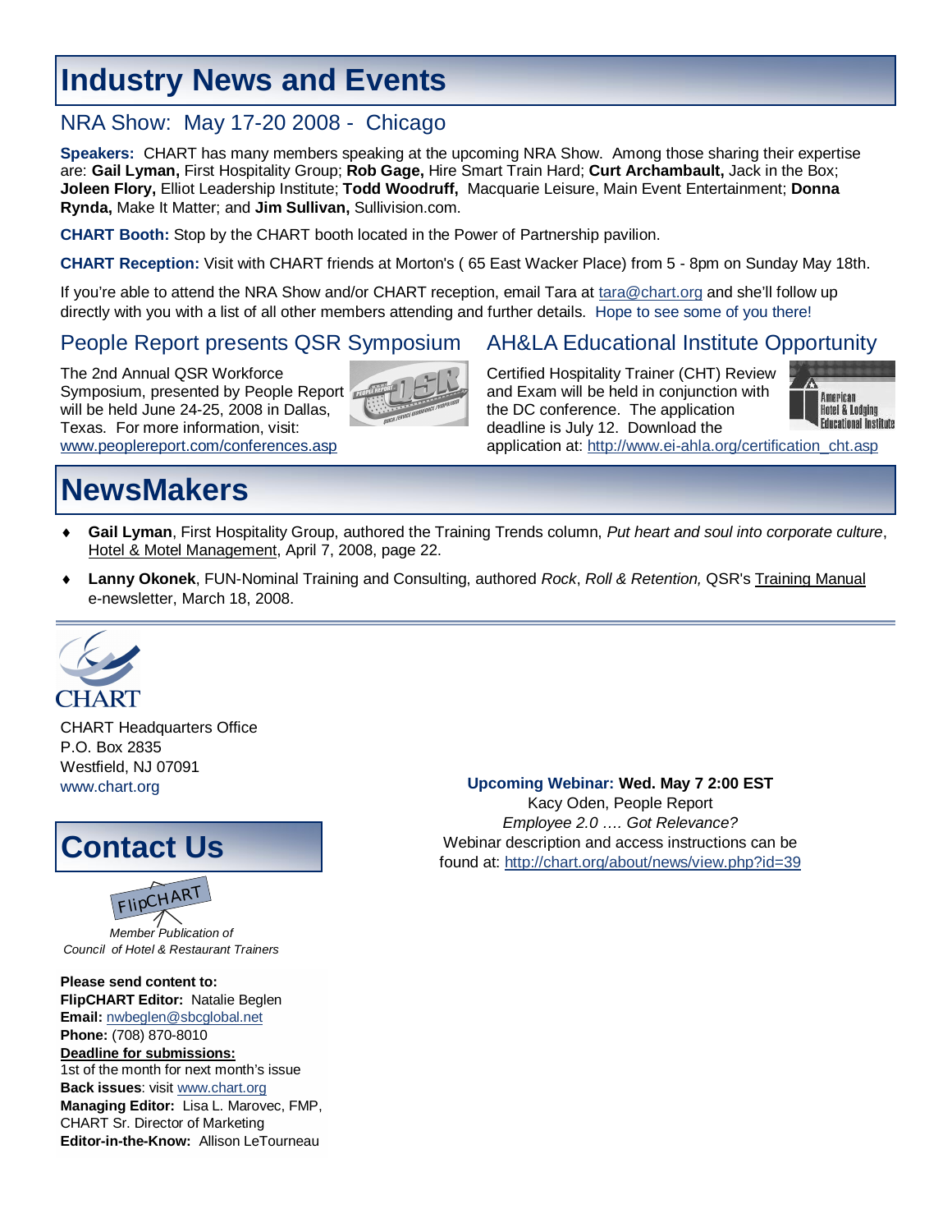# Industry News and Events

## NRA Show: May 17-20 2008 - Chicago

**Speakers:** CHART has many members speaking at the upcoming NRA Show. Among those sharing their expertise are: **Gail Lyman,** First Hospitality Group; **Rob Gage,** Hire Smart Train Hard; **Curt Archambault,** Jack in the Box; **Joleen Flory,** Elliot Leadership Institute; **Todd Woodruff,** Macquarie Leisure, Main Event Entertainment; **Donna Rynda,** Make It Matter; and **Jim Sullivan,** Sullivision.com.

**CHART Booth:** Stop by the CHART booth located in the Power of Partnership pavilion.

**CHART Reception:** Visit with CHART friends at Morton's ( 65 East Wacker Place) from 5 - 8pm on Sunday May 18th.

If you're able to attend the NRA Show and/or CHART reception, email Tara at tara@chart.org and she'll follow up directly with you with a list of all other members attending and further details. Hope to see some of you there!

## People Report presents QSR Symposium

The 2nd Annual QSR Workforce Symposium, presented by People Report will be held June 24-25, 2008 in Dallas, Texas. For more information, visit: www.peoplereport.com/conferences.asp

## AH&LA Educational Institute Opportunity

Certified Hospitality Trainer (CHT) Review and Exam will be held in conjunction with the DC conference. The application deadline is July 12. Download the application at: http://www.ei-ahla.org/certification_cht.asp

# NewsMakers

- **Gail Lyman**, First Hospitality Group, authored the Training Trends column, *Put heart and soul into corporate culture*, Hotel & Motel Management, April 7, 2008, page 22.
- **Lanny Okonek**, FUN-Nominal Training and Consulting, authored *Rock*, *Roll & Retention,* QSR's Training Manual e-newsletter, March 18, 2008.

---

CHART

CHART Headquarters Office
P.O. Box 2835
Westfield, NJ 07091
www.chart.org

**Upcoming Webinar: Wed. May 7 2:00 EST**
Kacy Oden, People Report
*Employee 2.0 …. Got Relevance?*
Webinar description and access instructions can be found at: http://chart.org/about/news/view.php?id=39

# Contact Us

FlipCHART

*Member Publication of Council of Hotel & Restaurant Trainers*

**Please send content to:**
**FlipCHART Editor:** Natalie Beglen
**Email:** nwbeglen@sbcglobal.net
**Phone:** (708) 870-8010
**Deadline for submissions:**
1st of the month for next month's issue
**Back issues**: visit www.chart.org
**Managing Editor:** Lisa L. Marovec, FMP, CHART Sr. Director of Marketing
**Editor-in-the-Know:** Allison LeTourneau